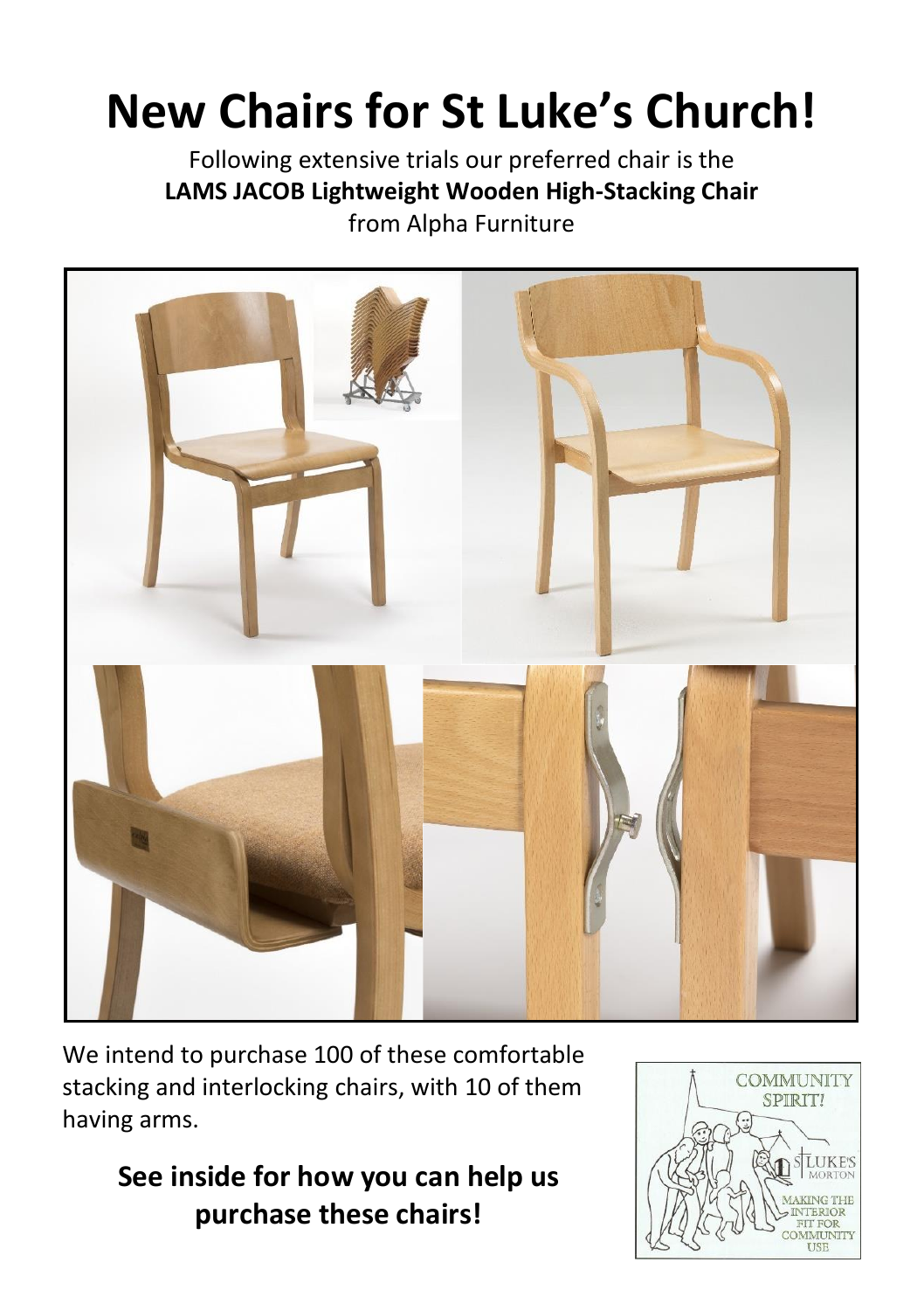# New Chairs for St Luke's Church!

Following extensive trials our preferred chair is the
**LAMS JACOB Lightweight Wooden High-Stacking Chair**
from Alpha Furniture

We intend to purchase 100 of these comfortable stacking and interlocking chairs, with 10 of them having arms.

**See inside for how you can help us purchase these chairs!**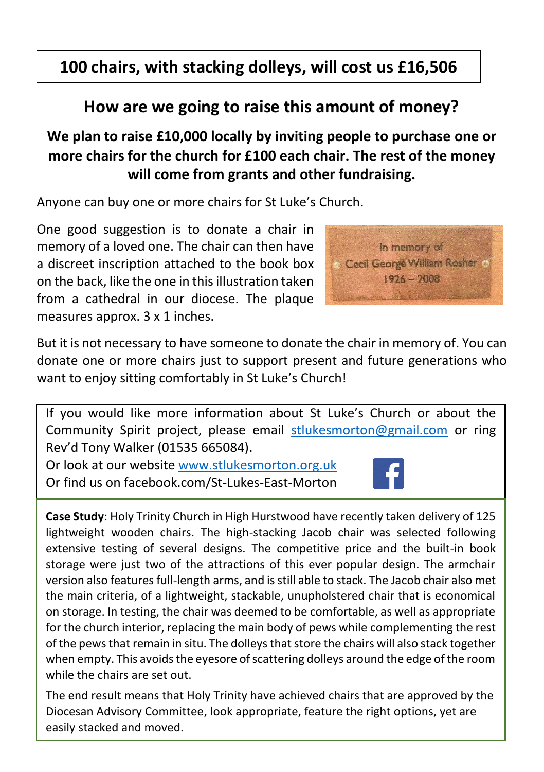## 100 chairs, with stacking dolleys, will cost us £16,506

## How are we going to raise this amount of money?

**We plan to raise £10,000 locally by inviting people to purchase one or more chairs for the church for £100 each chair. The rest of the money will come from grants and other fundraising.**

Anyone can buy one or more chairs for St Luke's Church.

One good suggestion is to donate a chair in memory of a loved one. The chair can then have a discreet inscription attached to the book box on the back, like the one in this illustration taken from a cathedral in our diocese. The plaque measures approx. 3 x 1 inches.

But it is not necessary to have someone to donate the chair in memory of. You can donate one or more chairs just to support present and future generations who want to enjoy sitting comfortably in St Luke's Church!

If you would like more information about St Luke's Church or about the Community Spirit project, please email stlukesmorton@gmail.com or ring Rev'd Tony Walker (01535 665084).
Or look at our website www.stlukesmorton.org.uk
Or find us on facebook.com/St-Lukes-East-Morton

**Case Study**: Holy Trinity Church in High Hurstwood have recently taken delivery of 125 lightweight wooden chairs. The high-stacking Jacob chair was selected following extensive testing of several designs. The competitive price and the built-in book storage were just two of the attractions of this ever popular design. The armchair version also features full-length arms, and is still able to stack. The Jacob chair also met the main criteria, of a lightweight, stackable, unupholstered chair that is economical on storage. In testing, the chair was deemed to be comfortable, as well as appropriate for the church interior, replacing the main body of pews while complementing the rest of the pews that remain in situ. The dolleys that store the chairs will also stack together when empty. This avoids the eyesore of scattering dolleys around the edge of the room while the chairs are set out.

The end result means that Holy Trinity have achieved chairs that are approved by the Diocesan Advisory Committee, look appropriate, feature the right options, yet are easily stacked and moved.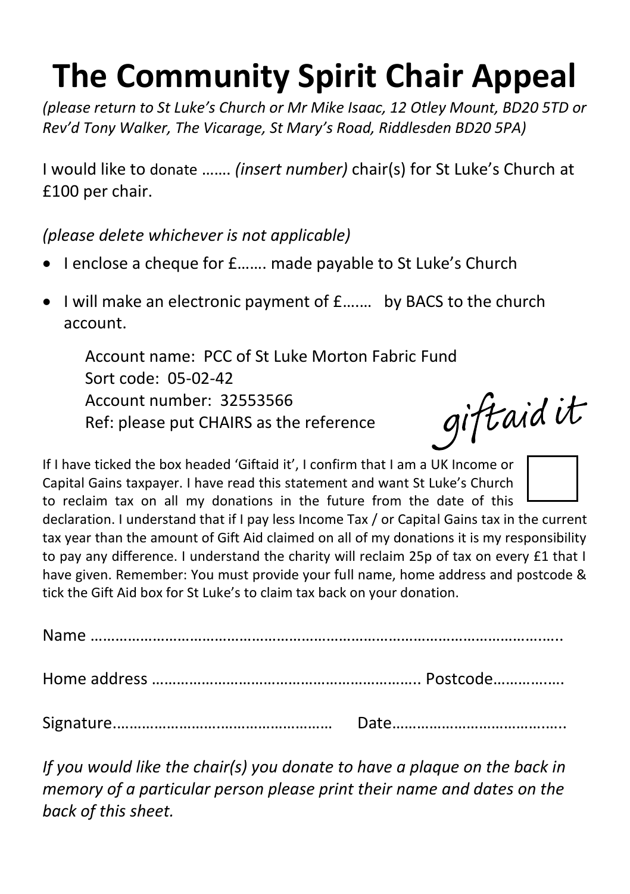# The Community Spirit Chair Appeal

*(please return to St Luke's Church or Mr Mike Isaac, 12 Otley Mount, BD20 5TD or Rev'd Tony Walker, The Vicarage, St Mary's Road, Riddlesden BD20 5PA)*

I would like to donate ……. *(insert number)* chair(s) for St Luke's Church at £100 per chair.

*(please delete whichever is not applicable)*

- I enclose a cheque for £……. made payable to St Luke's Church
- I will make an electronic payment of £……. by BACS to the church account.

  Account name: PCC of St Luke Morton Fabric Fund
  Sort code: 05-02-42
  Account number: 32553566
  Ref: please put CHAIRS as the reference

giftaid it

☐

If I have ticked the box headed 'Giftaid it', I confirm that I am a UK Income or Capital Gains taxpayer. I have read this statement and want St Luke's Church to reclaim tax on all my donations in the future from the date of this declaration. I understand that if I pay less Income Tax / or Capital Gains tax in the current tax year than the amount of Gift Aid claimed on all of my donations it is my responsibility to pay any difference. I understand the charity will reclaim 25p of tax on every £1 that I have given. Remember: You must provide your full name, home address and postcode & tick the Gift Aid box for St Luke's to claim tax back on your donation.

Name ……………………………………………………………………………………………………..

Home address ……………………………………………………….. Postcode…………….

Signature……………………………………………… Date…………………………………..

*If you would like the chair(s) you donate to have a plaque on the back in memory of a particular person please print their name and dates on the back of this sheet.*